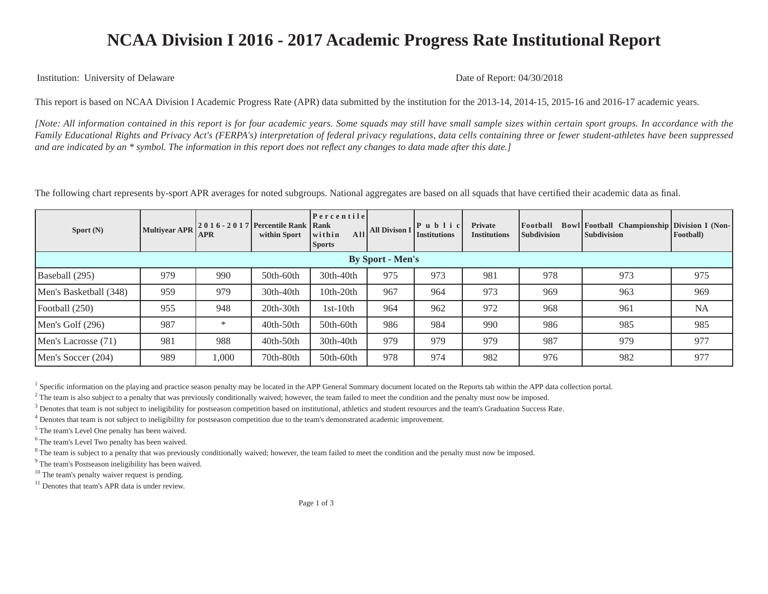# NCAA Division I 2016 - 2017 Academic Progress Rate Institutional Report

Institution: University of Delaware

Date of Report: 04/30/2018

This report is based on NCAA Division I Academic Progress Rate (APR) data submitted by the institution for the 2013-14, 2014-15, 2015-16 and 2016-17 academic years.

*[Note: All information contained in this report is for four academic years. Some squads may still have small sample sizes within certain sport groups. In accordance with the Family Educational Rights and Privacy Act's (FERPA's) interpretation of federal privacy regulations, data cells containing three or fewer student-athletes have been suppressed and are indicated by an * symbol. The information in this report does not reflect any changes to data made after this date.]*

The following chart represents by-sport APR averages for noted subgroups. National aggregates are based on all squads that have certified their academic data as final.

| Sport (N) | Multiyear APR | 2016-2017 APR | Percentile Rank within Sport | Percentile Rank within All Sports | All Divison I | Public Institutions | Private Institutions | Football Bowl Subdivision | Football Championship Subdivision | Division I (Non-Football) |
|---|---|---|---|---|---|---|---|---|---|---|
| **By Sport - Men's** | | | | | | | | | | |
| Baseball (295) | 979 | 990 | 50th-60th | 30th-40th | 975 | 973 | 981 | 978 | 973 | 975 |
| Men's Basketball (348) | 959 | 979 | 30th-40th | 10th-20th | 967 | 964 | 973 | 969 | 963 | 969 |
| Football (250) | 955 | 948 | 20th-30th | 1st-10th | 964 | 962 | 972 | 968 | 961 | NA |
| Men's Golf (296) | 987 | * | 40th-50th | 50th-60th | 986 | 984 | 990 | 986 | 985 | 985 |
| Men's Lacrosse (71) | 981 | 988 | 40th-50th | 30th-40th | 979 | 979 | 979 | 987 | 979 | 977 |
| Men's Soccer (204) | 989 | 1,000 | 70th-80th | 50th-60th | 978 | 974 | 982 | 976 | 982 | 977 |

[1] Specific information on the playing and practice season penalty may be located in the APP General Summary document located on the Reports tab within the APP data collection portal.

[2] The team is also subject to a penalty that was previously conditionally waived; however, the team failed to meet the condition and the penalty must now be imposed.

[3] Denotes that team is not subject to ineligibility for postseason competition based on institutional, athletics and student resources and the team's Graduation Success Rate.

[4] Denotes that team is not subject to ineligibility for postseason competition due to the team's demonstrated academic improvement.

[5] The team's Level One penalty has been waived.

[6] The team's Level Two penalty has been waived.

[8] The team is subject to a penalty that was previously conditionally waived; however, the team failed to meet the condition and the penalty must now be imposed.

[9] The team's Postseason ineligibility has been waived.

[10] The team's penalty waiver request is pending.

[11] Denotes that team's APR data is under review.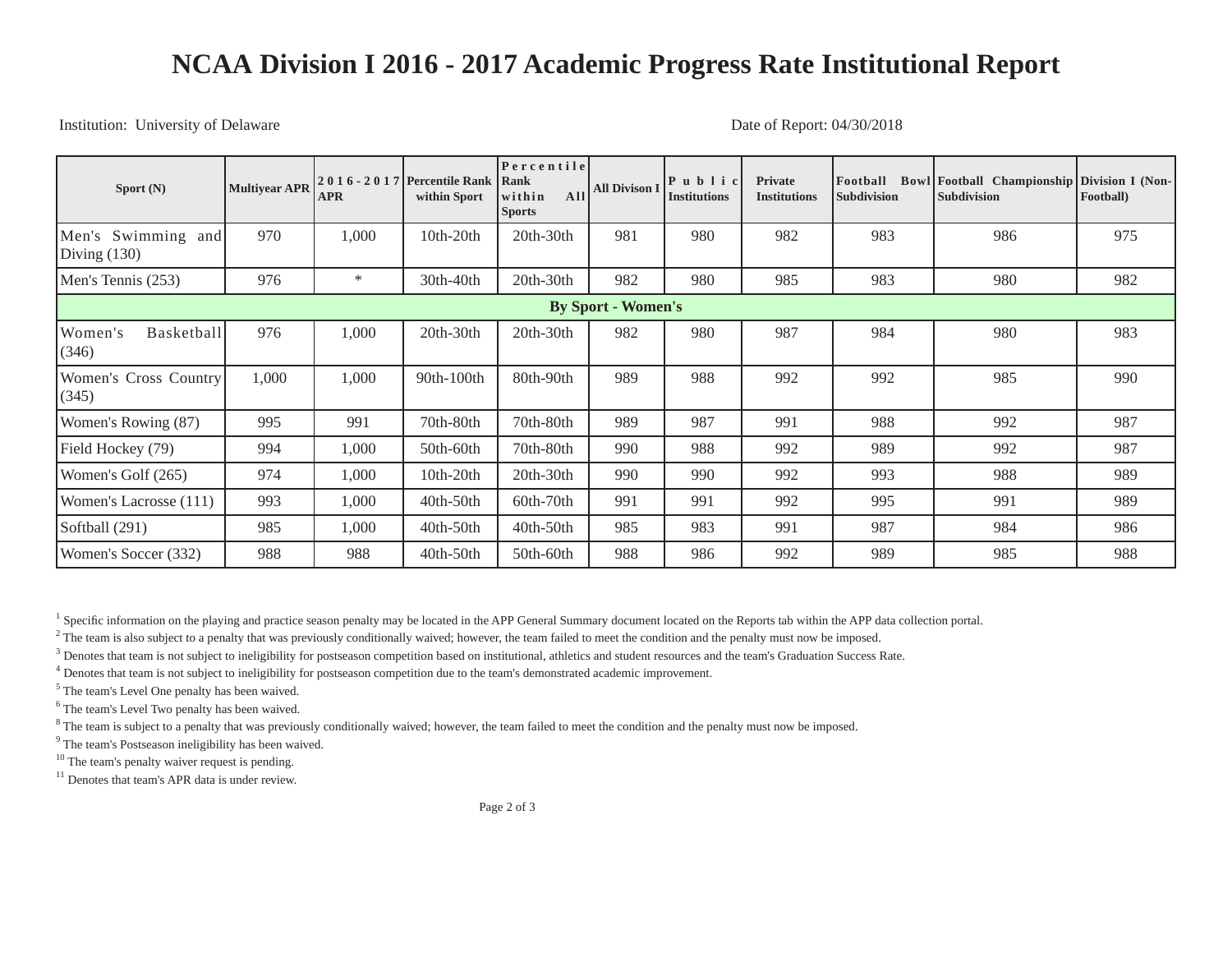# NCAA Division I 2016 - 2017 Academic Progress Rate Institutional Report

Institution: University of Delaware

Date of Report: 04/30/2018

| Sport (N) | Multiyear APR | 2016-2017 APR | Percentile Rank within Sport | Percentile Rank within All Sports | All Divison I | Public Institutions | Private Institutions | Football Bowl Subdivision | Football Championship Subdivision | Division I (Non-Football) |
|---|---|---|---|---|---|---|---|---|---|---|
| Men's Swimming and Diving (130) | 970 | 1,000 | 10th-20th | 20th-30th | 981 | 980 | 982 | 983 | 986 | 975 |
| Men's Tennis (253) | 976 | * | 30th-40th | 20th-30th | 982 | 980 | 985 | 983 | 980 | 982 |
| **By Sport - Women's** | | | | | | | | | | |
| Women's Basketball (346) | 976 | 1,000 | 20th-30th | 20th-30th | 982 | 980 | 987 | 984 | 980 | 983 |
| Women's Cross Country (345) | 1,000 | 1,000 | 90th-100th | 80th-90th | 989 | 988 | 992 | 992 | 985 | 990 |
| Women's Rowing (87) | 995 | 991 | 70th-80th | 70th-80th | 989 | 987 | 991 | 988 | 992 | 987 |
| Field Hockey (79) | 994 | 1,000 | 50th-60th | 70th-80th | 990 | 988 | 992 | 989 | 992 | 987 |
| Women's Golf (265) | 974 | 1,000 | 10th-20th | 20th-30th | 990 | 990 | 992 | 993 | 988 | 989 |
| Women's Lacrosse (111) | 993 | 1,000 | 40th-50th | 60th-70th | 991 | 991 | 992 | 995 | 991 | 989 |
| Softball (291) | 985 | 1,000 | 40th-50th | 40th-50th | 985 | 983 | 991 | 987 | 984 | 986 |
| Women's Soccer (332) | 988 | 988 | 40th-50th | 50th-60th | 988 | 986 | 992 | 989 | 985 | 988 |

[1] Specific information on the playing and practice season penalty may be located in the APP General Summary document located on the Reports tab within the APP data collection portal.

[2] The team is also subject to a penalty that was previously conditionally waived; however, the team failed to meet the condition and the penalty must now be imposed.

[3] Denotes that team is not subject to ineligibility for postseason competition based on institutional, athletics and student resources and the team's Graduation Success Rate.

[4] Denotes that team is not subject to ineligibility for postseason competition due to the team's demonstrated academic improvement.

[5] The team's Level One penalty has been waived.

[6] The team's Level Two penalty has been waived.

[8] The team is subject to a penalty that was previously conditionally waived; however, the team failed to meet the condition and the penalty must now be imposed.

[9] The team's Postseason ineligibility has been waived.

[10] The team's penalty waiver request is pending.

[11] Denotes that team's APR data is under review.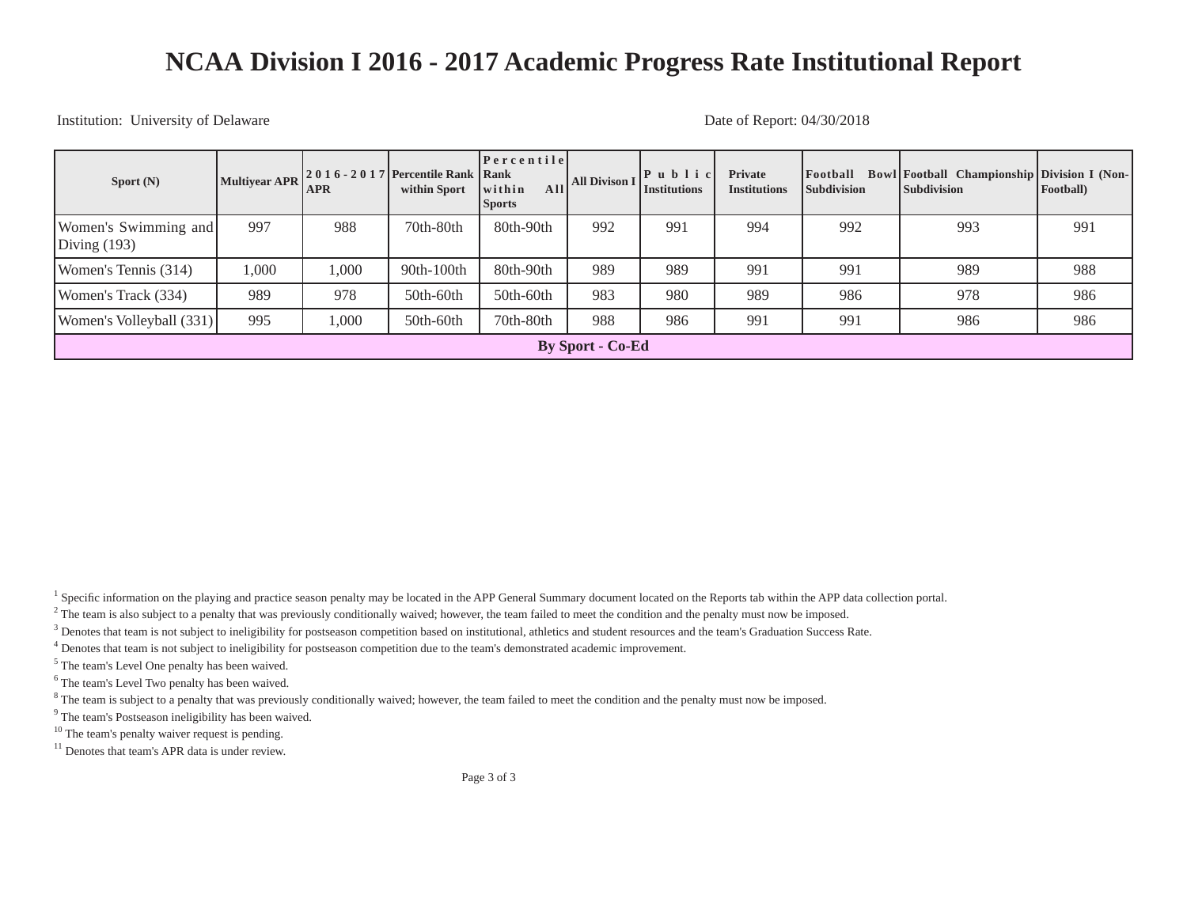# NCAA Division I 2016 - 2017 Academic Progress Rate Institutional Report

Institution: University of Delaware

Date of Report: 04/30/2018

| Sport (N) | Multiyear APR | 2016-2017 APR | Percentile Rank within Sport | Percentile Rank within All Sports | All Divison I | Public Institutions | Private Institutions | Football Bowl Subdivision | Football Championship Subdivision | Division I (Non-Football) |
|---|---|---|---|---|---|---|---|---|---|---|
| Women's Swimming and Diving (193) | 997 | 988 | 70th-80th | 80th-90th | 992 | 991 | 994 | 992 | 993 | 991 |
| Women's Tennis (314) | 1,000 | 1,000 | 90th-100th | 80th-90th | 989 | 989 | 991 | 991 | 989 | 988 |
| Women's Track (334) | 989 | 978 | 50th-60th | 50th-60th | 983 | 980 | 989 | 986 | 978 | 986 |
| Women's Volleyball (331) | 995 | 1,000 | 50th-60th | 70th-80th | 988 | 986 | 991 | 991 | 986 | 986 |
| **By Sport - Co-Ed** | | | | | | | | | | |

[1] Specific information on the playing and practice season penalty may be located in the APP General Summary document located on the Reports tab within the APP data collection portal.

[2] The team is also subject to a penalty that was previously conditionally waived; however, the team failed to meet the condition and the penalty must now be imposed.

[3] Denotes that team is not subject to ineligibility for postseason competition based on institutional, athletics and student resources and the team's Graduation Success Rate.

[4] Denotes that team is not subject to ineligibility for postseason competition due to the team's demonstrated academic improvement.

[5] The team's Level One penalty has been waived.

[6] The team's Level Two penalty has been waived.

[8] The team is subject to a penalty that was previously conditionally waived; however, the team failed to meet the condition and the penalty must now be imposed.

[9] The team's Postseason ineligibility has been waived.

[10] The team's penalty waiver request is pending.

[11] Denotes that team's APR data is under review.